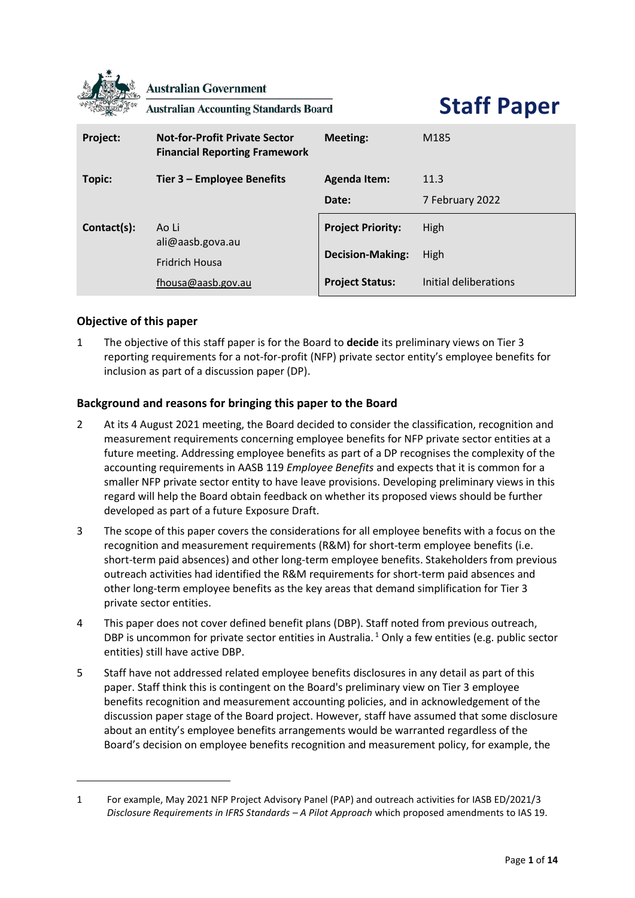Australian Government

Australian Accounting Standards Board

# Staff Paper

| Project: | Not-for-Profit Private Sector Financial Reporting Framework | Meeting: | M185 |
|---|---|---|---|
| Topic: | Tier 3 – Employee Benefits | Agenda Item: | 11.3 |
| | | Date: | 7 February 2022 |
| Contact(s): | Ao Li<br>ali@aasb.gova.au | Project Priority: | High |
| | Fridrich Housa | Decision-Making: | High |
| | fhousa@aasb.gov.au | Project Status: | Initial deliberations |

## Objective of this paper

1 The objective of this staff paper is for the Board to **decide** its preliminary views on Tier 3 reporting requirements for a not-for-profit (NFP) private sector entity's employee benefits for inclusion as part of a discussion paper (DP).

## Background and reasons for bringing this paper to the Board

2 At its 4 August 2021 meeting, the Board decided to consider the classification, recognition and measurement requirements concerning employee benefits for NFP private sector entities at a future meeting. Addressing employee benefits as part of a DP recognises the complexity of the accounting requirements in AASB 119 *Employee Benefits* and expects that it is common for a smaller NFP private sector entity to have leave provisions. Developing preliminary views in this regard will help the Board obtain feedback on whether its proposed views should be further developed as part of a future Exposure Draft.

3 The scope of this paper covers the considerations for all employee benefits with a focus on the recognition and measurement requirements (R&M) for short-term employee benefits (i.e. short-term paid absences) and other long-term employee benefits. Stakeholders from previous outreach activities had identified the R&M requirements for short-term paid absences and other long-term employee benefits as the key areas that demand simplification for Tier 3 private sector entities.

4 This paper does not cover defined benefit plans (DBP). Staff noted from previous outreach, DBP is uncommon for private sector entities in Australia.[1] Only a few entities (e.g. public sector entities) still have active DBP.

5 Staff have not addressed related employee benefits disclosures in any detail as part of this paper. Staff think this is contingent on the Board's preliminary view on Tier 3 employee benefits recognition and measurement accounting policies, and in acknowledgement of the discussion paper stage of the Board project. However, staff have assumed that some disclosure about an entity's employee benefits arrangements would be warranted regardless of the Board's decision on employee benefits recognition and measurement policy, for example, the

---

1 For example, May 2021 NFP Project Advisory Panel (PAP) and outreach activities for IASB ED/2021/3 *Disclosure Requirements in IFRS Standards – A Pilot Approach* which proposed amendments to IAS 19.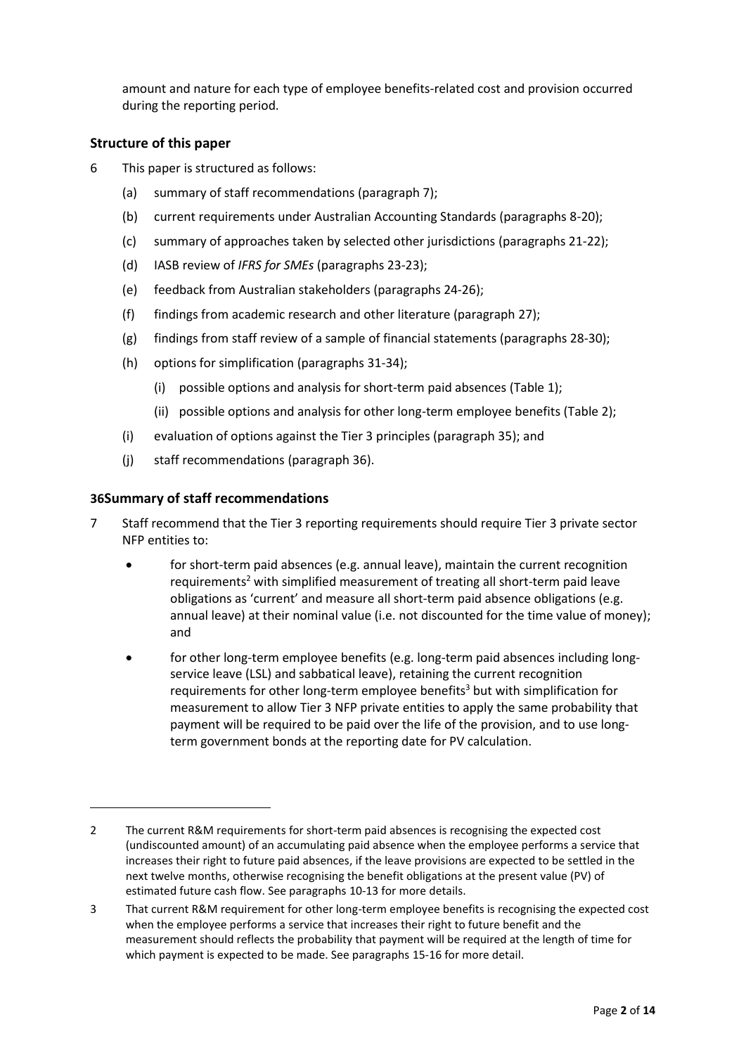amount and nature for each type of employee benefits-related cost and provision occurred during the reporting period.

### Structure of this paper

6 This paper is structured as follows:

  (a) summary of staff recommendations (paragraph 7);

  (b) current requirements under Australian Accounting Standards (paragraphs 8-20);

  (c) summary of approaches taken by selected other jurisdictions (paragraphs 21-22);

  (d) IASB review of *IFRS for SMEs* (paragraphs 23-23);

  (e) feedback from Australian stakeholders (paragraphs 24-26);

  (f) findings from academic research and other literature (paragraph 27);

  (g) findings from staff review of a sample of financial statements (paragraphs 28-30);

  (h) options for simplification (paragraphs 31-34);

    (i) possible options and analysis for short-term paid absences (Table 1);

    (ii) possible options and analysis for other long-term employee benefits (Table 2);

  (i) evaluation of options against the Tier 3 principles (paragraph 35); and

  (j) staff recommendations (paragraph 36).

### 36Summary of staff recommendations

7 Staff recommend that the Tier 3 reporting requirements should require Tier 3 private sector NFP entities to:

- for short-term paid absences (e.g. annual leave), maintain the current recognition requirements[2] with simplified measurement of treating all short-term paid leave obligations as 'current' and measure all short-term paid absence obligations (e.g. annual leave) at their nominal value (i.e. not discounted for the time value of money); and
- for other long-term employee benefits (e.g. long-term paid absences including long-service leave (LSL) and sabbatical leave), retaining the current recognition requirements for other long-term employee benefits[3] but with simplification for measurement to allow Tier 3 NFP private entities to apply the same probability that payment will be required to be paid over the life of the provision, and to use long-term government bonds at the reporting date for PV calculation.

---

2 The current R&M requirements for short-term paid absences is recognising the expected cost (undiscounted amount) of an accumulating paid absence when the employee performs a service that increases their right to future paid absences, if the leave provisions are expected to be settled in the next twelve months, otherwise recognising the benefit obligations at the present value (PV) of estimated future cash flow. See paragraphs 10-13 for more details.

3 That current R&M requirement for other long-term employee benefits is recognising the expected cost when the employee performs a service that increases their right to future benefit and the measurement should reflects the probability that payment will be required at the length of time for which payment is expected to be made. See paragraphs 15-16 for more detail.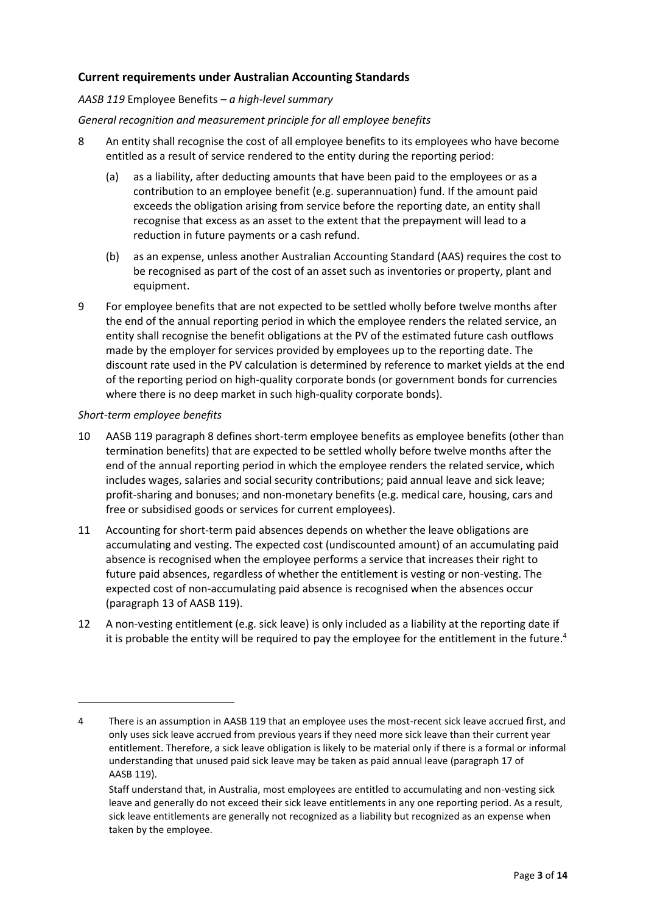## Current requirements under Australian Accounting Standards

*AASB 119* Employee Benefits – *a high-level summary*

*General recognition and measurement principle for all employee benefits*

8 An entity shall recognise the cost of all employee benefits to its employees who have become entitled as a result of service rendered to the entity during the reporting period:

   (a) as a liability, after deducting amounts that have been paid to the employees or as a contribution to an employee benefit (e.g. superannuation) fund. If the amount paid exceeds the obligation arising from service before the reporting date, an entity shall recognise that excess as an asset to the extent that the prepayment will lead to a reduction in future payments or a cash refund.

   (b) as an expense, unless another Australian Accounting Standard (AAS) requires the cost to be recognised as part of the cost of an asset such as inventories or property, plant and equipment.

9 For employee benefits that are not expected to be settled wholly before twelve months after the end of the annual reporting period in which the employee renders the related service, an entity shall recognise the benefit obligations at the PV of the estimated future cash outflows made by the employer for services provided by employees up to the reporting date. The discount rate used in the PV calculation is determined by reference to market yields at the end of the reporting period on high-quality corporate bonds (or government bonds for currencies where there is no deep market in such high-quality corporate bonds).

*Short-term employee benefits*

10 AASB 119 paragraph 8 defines short-term employee benefits as employee benefits (other than termination benefits) that are expected to be settled wholly before twelve months after the end of the annual reporting period in which the employee renders the related service, which includes wages, salaries and social security contributions; paid annual leave and sick leave; profit-sharing and bonuses; and non-monetary benefits (e.g. medical care, housing, cars and free or subsidised goods or services for current employees).

11 Accounting for short-term paid absences depends on whether the leave obligations are accumulating and vesting. The expected cost (undiscounted amount) of an accumulating paid absence is recognised when the employee performs a service that increases their right to future paid absences, regardless of whether the entitlement is vesting or non-vesting. The expected cost of non-accumulating paid absence is recognised when the absences occur (paragraph 13 of AASB 119).

12 A non-vesting entitlement (e.g. sick leave) is only included as a liability at the reporting date if it is probable the entity will be required to pay the employee for the entitlement in the future.[4]

---

4 There is an assumption in AASB 119 that an employee uses the most-recent sick leave accrued first, and only uses sick leave accrued from previous years if they need more sick leave than their current year entitlement. Therefore, a sick leave obligation is likely to be material only if there is a formal or informal understanding that unused paid sick leave may be taken as paid annual leave (paragraph 17 of AASB 119).

Staff understand that, in Australia, most employees are entitled to accumulating and non-vesting sick leave and generally do not exceed their sick leave entitlements in any one reporting period. As a result, sick leave entitlements are generally not recognized as a liability but recognized as an expense when taken by the employee.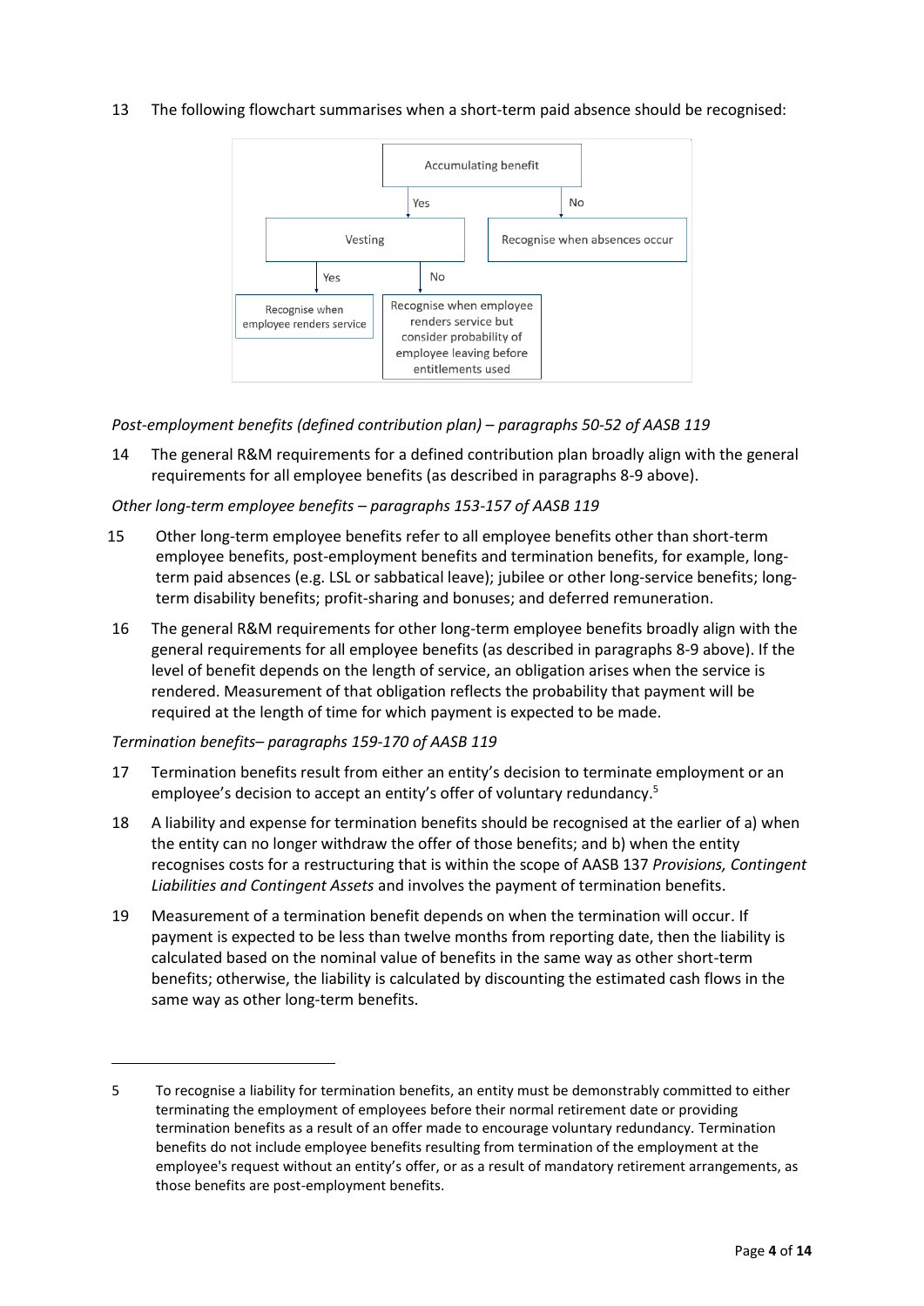13 The following flowchart summarises when a short-term paid absence should be recognised:

- Accumulating benefit
  - Yes → Vesting
    - Yes → Recognise when employee renders service
    - No → Recognise when employee renders service but consider probability of employee leaving before entitlements used
  - No → Recognise when absences occur

*Post-employment benefits (defined contribution plan) – paragraphs 50-52 of AASB 119*

14 The general R&M requirements for a defined contribution plan broadly align with the general requirements for all employee benefits (as described in paragraphs 8-9 above).

*Other long-term employee benefits – paragraphs 153-157 of AASB 119*

15 Other long-term employee benefits refer to all employee benefits other than short-term employee benefits, post-employment benefits and termination benefits, for example, long-term paid absences (e.g. LSL or sabbatical leave); jubilee or other long-service benefits; long-term disability benefits; profit-sharing and bonuses; and deferred remuneration.

16 The general R&M requirements for other long-term employee benefits broadly align with the general requirements for all employee benefits (as described in paragraphs 8-9 above). If the level of benefit depends on the length of service, an obligation arises when the service is rendered. Measurement of that obligation reflects the probability that payment will be required at the length of time for which payment is expected to be made.

*Termination benefits– paragraphs 159-170 of AASB 119*

17 Termination benefits result from either an entity's decision to terminate employment or an employee's decision to accept an entity's offer of voluntary redundancy.[5]

18 A liability and expense for termination benefits should be recognised at the earlier of a) when the entity can no longer withdraw the offer of those benefits; and b) when the entity recognises costs for a restructuring that is within the scope of AASB 137 *Provisions, Contingent Liabilities and Contingent Assets* and involves the payment of termination benefits.

19 Measurement of a termination benefit depends on when the termination will occur. If payment is expected to be less than twelve months from reporting date, then the liability is calculated based on the nominal value of benefits in the same way as other short-term benefits; otherwise, the liability is calculated by discounting the estimated cash flows in the same way as other long-term benefits.

---

5 To recognise a liability for termination benefits, an entity must be demonstrably committed to either terminating the employment of employees before their normal retirement date or providing termination benefits as a result of an offer made to encourage voluntary redundancy. Termination benefits do not include employee benefits resulting from termination of the employment at the employee's request without an entity's offer, or as a result of mandatory retirement arrangements, as those benefits are post-employment benefits.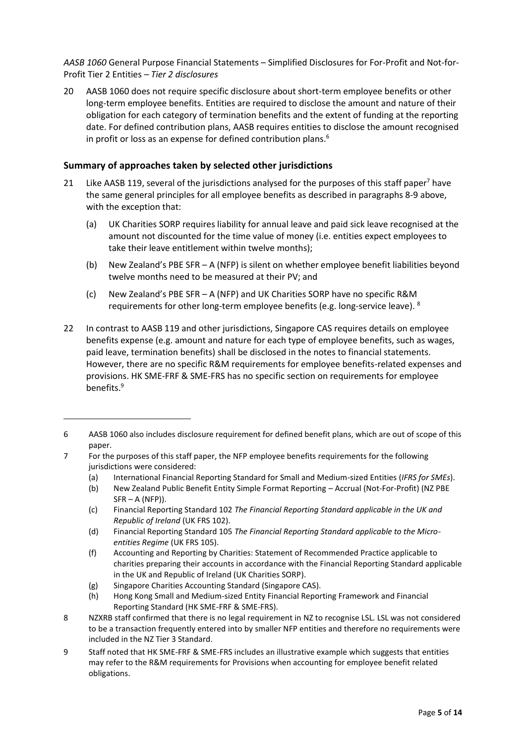*AASB 1060* General Purpose Financial Statements – Simplified Disclosures for For-Profit and Not-for-Profit Tier 2 Entities – *Tier 2 disclosures*

20 AASB 1060 does not require specific disclosure about short-term employee benefits or other long-term employee benefits. Entities are required to disclose the amount and nature of their obligation for each category of termination benefits and the extent of funding at the reporting date. For defined contribution plans, AASB requires entities to disclose the amount recognised in profit or loss as an expense for defined contribution plans.[6]

## Summary of approaches taken by selected other jurisdictions

21 Like AASB 119, several of the jurisdictions analysed for the purposes of this staff paper[7] have the same general principles for all employee benefits as described in paragraphs 8-9 above, with the exception that:

(a) UK Charities SORP requires liability for annual leave and paid sick leave recognised at the amount not discounted for the time value of money (i.e. entities expect employees to take their leave entitlement within twelve months);

(b) New Zealand's PBE SFR – A (NFP) is silent on whether employee benefit liabilities beyond twelve months need to be measured at their PV; and

(c) New Zealand's PBE SFR – A (NFP) and UK Charities SORP have no specific R&M requirements for other long-term employee benefits (e.g. long-service leave). [8]

22 In contrast to AASB 119 and other jurisdictions, Singapore CAS requires details on employee benefits expense (e.g. amount and nature for each type of employee benefits, such as wages, paid leave, termination benefits) shall be disclosed in the notes to financial statements. However, there are no specific R&M requirements for employee benefits-related expenses and provisions. HK SME-FRF & SME-FRS has no specific section on requirements for employee benefits.[9]

---

6 AASB 1060 also includes disclosure requirement for defined benefit plans, which are out of scope of this paper.

7 For the purposes of this staff paper, the NFP employee benefits requirements for the following jurisdictions were considered:

(a) International Financial Reporting Standard for Small and Medium-sized Entities (*IFRS for SMEs*).

(b) New Zealand Public Benefit Entity Simple Format Reporting – Accrual (Not-For-Profit) (NZ PBE SFR – A (NFP)).

(c) Financial Reporting Standard 102 *The Financial Reporting Standard applicable in the UK and Republic of Ireland* (UK FRS 102).

(d) Financial Reporting Standard 105 *The Financial Reporting Standard applicable to the Micro-entities Regime* (UK FRS 105).

(f) Accounting and Reporting by Charities: Statement of Recommended Practice applicable to charities preparing their accounts in accordance with the Financial Reporting Standard applicable in the UK and Republic of Ireland (UK Charities SORP).

(g) Singapore Charities Accounting Standard (Singapore CAS).

(h) Hong Kong Small and Medium-sized Entity Financial Reporting Framework and Financial Reporting Standard (HK SME-FRF & SME-FRS).

8 NZXRB staff confirmed that there is no legal requirement in NZ to recognise LSL. LSL was not considered to be a transaction frequently entered into by smaller NFP entities and therefore no requirements were included in the NZ Tier 3 Standard.

9 Staff noted that HK SME-FRF & SME-FRS includes an illustrative example which suggests that entities may refer to the R&M requirements for Provisions when accounting for employee benefit related obligations.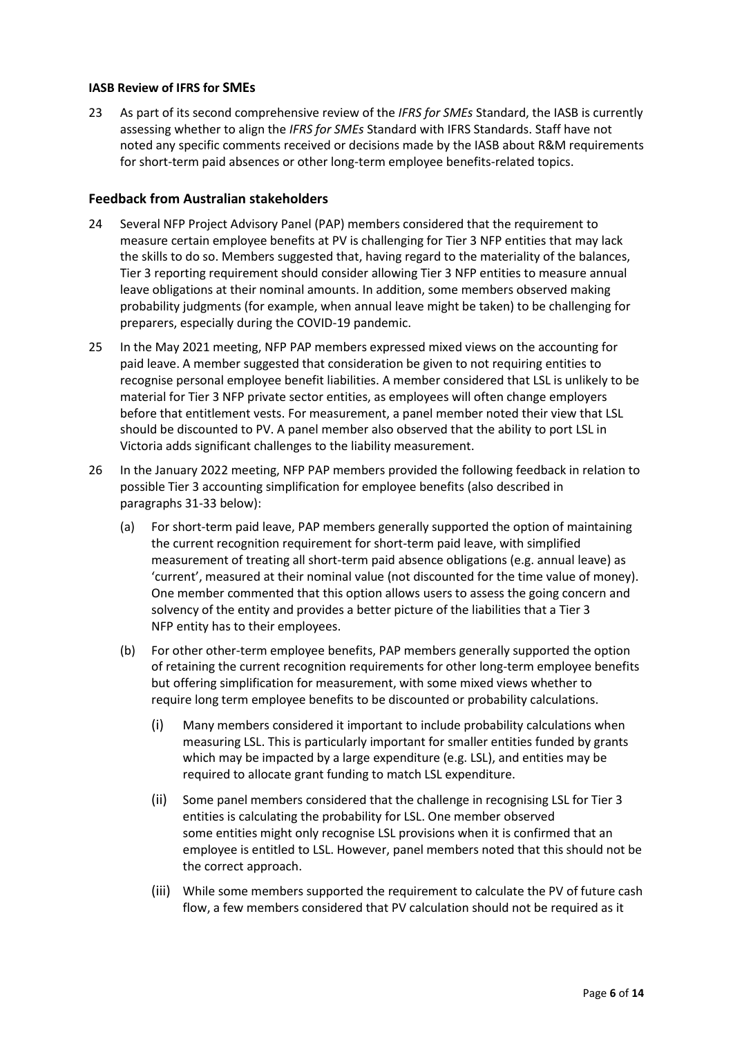**IASB Review of IFRS for SMEs**

23 As part of its second comprehensive review of the *IFRS for SMEs* Standard, the IASB is currently assessing whether to align the *IFRS for SMEs* Standard with IFRS Standards. Staff have not noted any specific comments received or decisions made by the IASB about R&M requirements for short-term paid absences or other long-term employee benefits-related topics.

## Feedback from Australian stakeholders

24 Several NFP Project Advisory Panel (PAP) members considered that the requirement to measure certain employee benefits at PV is challenging for Tier 3 NFP entities that may lack the skills to do so. Members suggested that, having regard to the materiality of the balances, Tier 3 reporting requirement should consider allowing Tier 3 NFP entities to measure annual leave obligations at their nominal amounts. In addition, some members observed making probability judgments (for example, when annual leave might be taken) to be challenging for preparers, especially during the COVID-19 pandemic.

25 In the May 2021 meeting, NFP PAP members expressed mixed views on the accounting for paid leave. A member suggested that consideration be given to not requiring entities to recognise personal employee benefit liabilities. A member considered that LSL is unlikely to be material for Tier 3 NFP private sector entities, as employees will often change employers before that entitlement vests. For measurement, a panel member noted their view that LSL should be discounted to PV. A panel member also observed that the ability to port LSL in Victoria adds significant challenges to the liability measurement.

26 In the January 2022 meeting, NFP PAP members provided the following feedback in relation to possible Tier 3 accounting simplification for employee benefits (also described in paragraphs 31-33 below):

(a) For short-term paid leave, PAP members generally supported the option of maintaining the current recognition requirement for short-term paid leave, with simplified measurement of treating all short-term paid absence obligations (e.g. annual leave) as 'current', measured at their nominal value (not discounted for the time value of money). One member commented that this option allows users to assess the going concern and solvency of the entity and provides a better picture of the liabilities that a Tier 3 NFP entity has to their employees.

(b) For other other-term employee benefits, PAP members generally supported the option of retaining the current recognition requirements for other long-term employee benefits but offering simplification for measurement, with some mixed views whether to require long term employee benefits to be discounted or probability calculations.

(i) Many members considered it important to include probability calculations when measuring LSL. This is particularly important for smaller entities funded by grants which may be impacted by a large expenditure (e.g. LSL), and entities may be required to allocate grant funding to match LSL expenditure.

(ii) Some panel members considered that the challenge in recognising LSL for Tier 3 entities is calculating the probability for LSL. One member observed some entities might only recognise LSL provisions when it is confirmed that an employee is entitled to LSL. However, panel members noted that this should not be the correct approach.

(iii) While some members supported the requirement to calculate the PV of future cash flow, a few members considered that PV calculation should not be required as it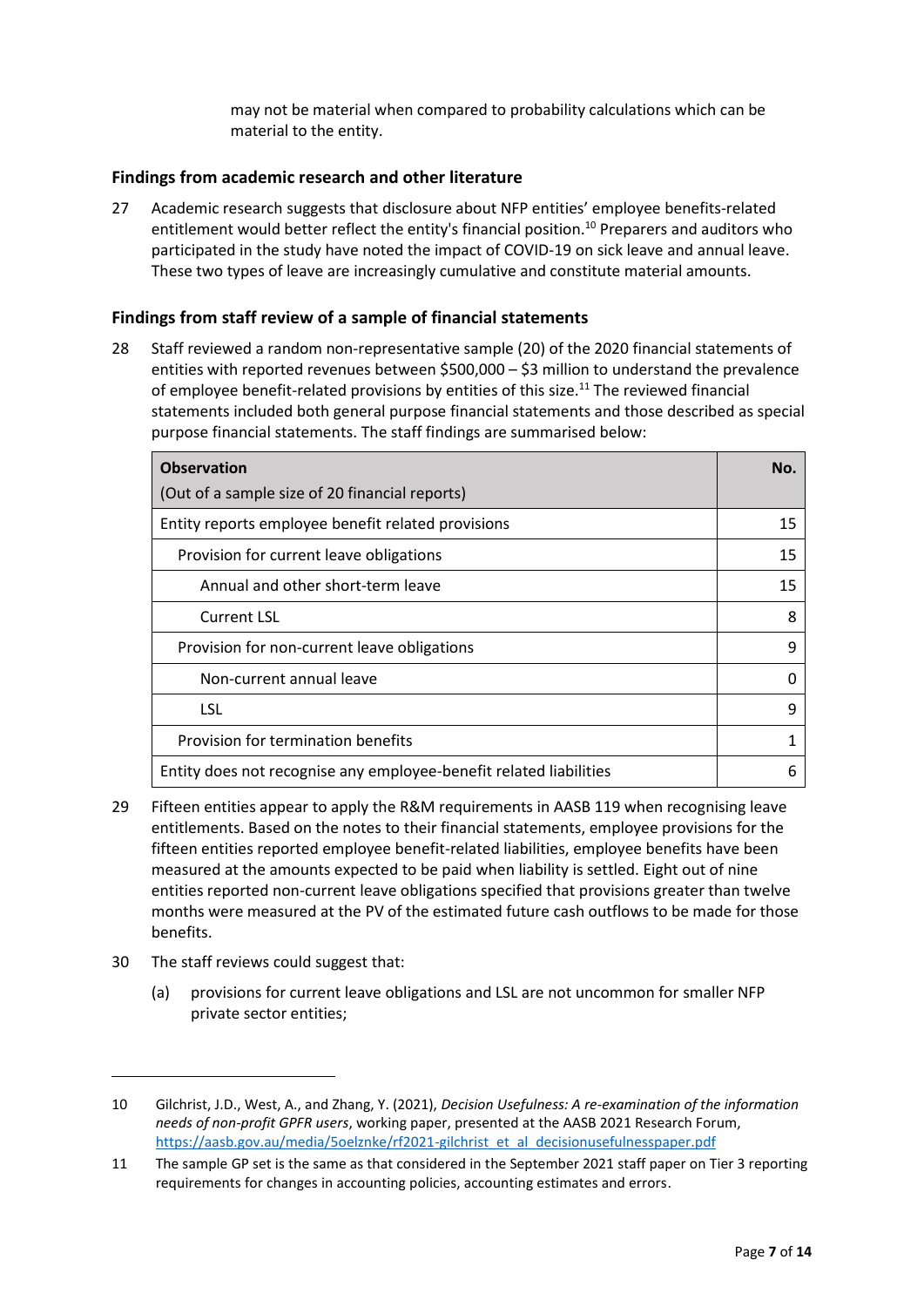may not be material when compared to probability calculations which can be material to the entity.

### Findings from academic research and other literature

27 Academic research suggests that disclosure about NFP entities' employee benefits-related entitlement would better reflect the entity's financial position.[10] Preparers and auditors who participated in the study have noted the impact of COVID-19 on sick leave and annual leave. These two types of leave are increasingly cumulative and constitute material amounts.

### Findings from staff review of a sample of financial statements

28 Staff reviewed a random non-representative sample (20) of the 2020 financial statements of entities with reported revenues between $500,000 – $3 million to understand the prevalence of employee benefit-related provisions by entities of this size.[11] The reviewed financial statements included both general purpose financial statements and those described as special purpose financial statements. The staff findings are summarised below:

| **Observation** (Out of a sample size of 20 financial reports) | **No.** |
|---|---|
| Entity reports employee benefit related provisions | 15 |
| Provision for current leave obligations | 15 |
| Annual and other short-term leave | 15 |
| Current LSL | 8 |
| Provision for non-current leave obligations | 9 |
| Non-current annual leave | 0 |
| LSL | 9 |
| Provision for termination benefits | 1 |
| Entity does not recognise any employee-benefit related liabilities | 6 |

29 Fifteen entities appear to apply the R&M requirements in AASB 119 when recognising leave entitlements. Based on the notes to their financial statements, employee provisions for the fifteen entities reported employee benefit-related liabilities, employee benefits have been measured at the amounts expected to be paid when liability is settled. Eight out of nine entities reported non-current leave obligations specified that provisions greater than twelve months were measured at the PV of the estimated future cash outflows to be made for those benefits.

30 The staff reviews could suggest that:

(a) provisions for current leave obligations and LSL are not uncommon for smaller NFP private sector entities;

---

10 Gilchrist, J.D., West, A., and Zhang, Y. (2021), *Decision Usefulness: A re-examination of the information needs of non-profit GPFR users*, working paper, presented at the AASB 2021 Research Forum, https://aasb.gov.au/media/5oelznke/rf2021-gilchrist_et_al_decisionusefulnesspaper.pdf

11 The sample GP set is the same as that considered in the September 2021 staff paper on Tier 3 reporting requirements for changes in accounting policies, accounting estimates and errors.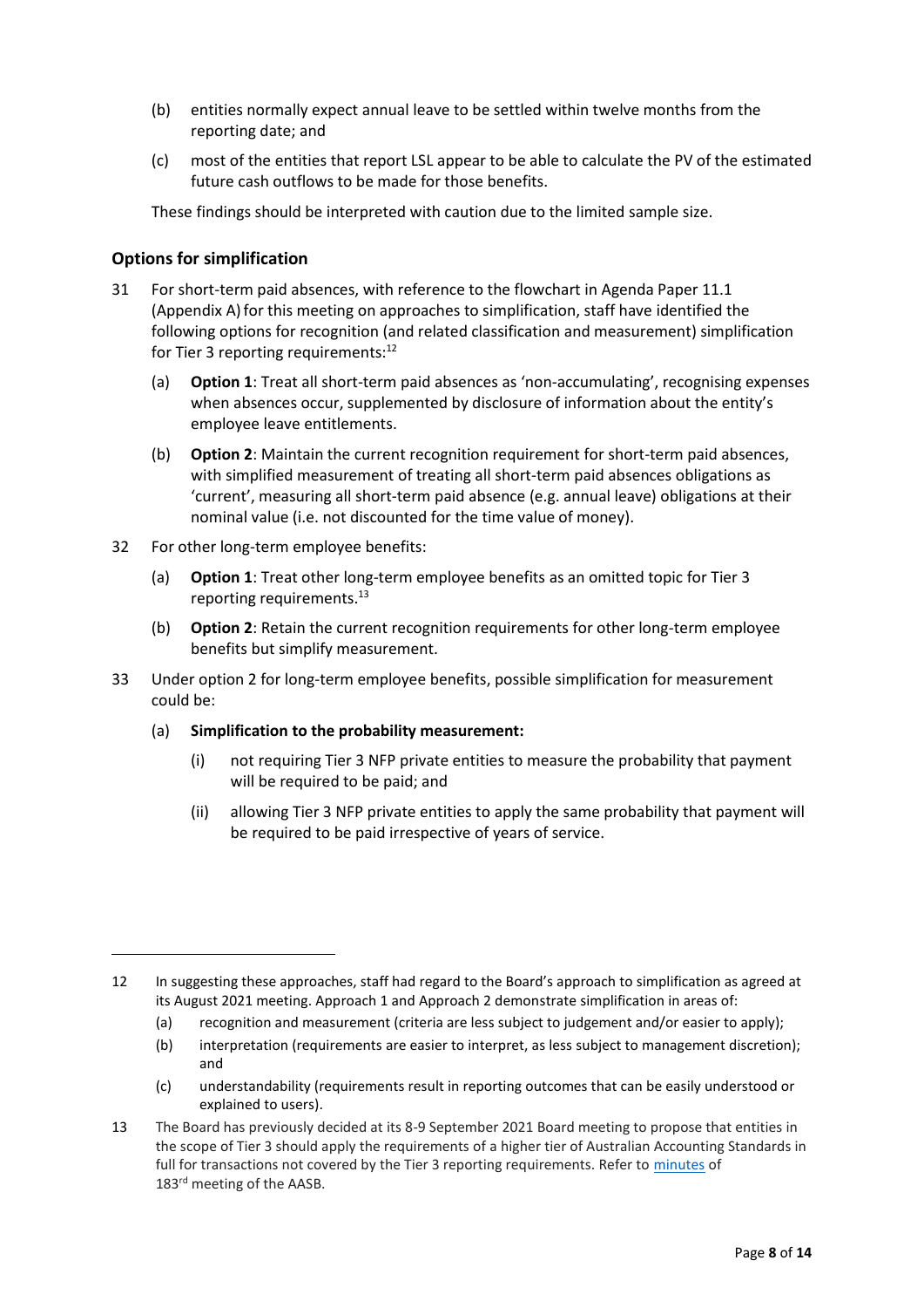(b) entities normally expect annual leave to be settled within twelve months from the reporting date; and

(c) most of the entities that report LSL appear to be able to calculate the PV of the estimated future cash outflows to be made for those benefits.

These findings should be interpreted with caution due to the limited sample size.

## Options for simplification

31 For short-term paid absences, with reference to the flowchart in Agenda Paper 11.1 (Appendix A) for this meeting on approaches to simplification, staff have identified the following options for recognition (and related classification and measurement) simplification for Tier 3 reporting requirements:[12]

(a) **Option 1**: Treat all short-term paid absences as 'non-accumulating', recognising expenses when absences occur, supplemented by disclosure of information about the entity's employee leave entitlements.

(b) **Option 2**: Maintain the current recognition requirement for short-term paid absences, with simplified measurement of treating all short-term paid absences obligations as 'current', measuring all short-term paid absence (e.g. annual leave) obligations at their nominal value (i.e. not discounted for the time value of money).

32 For other long-term employee benefits:

(a) **Option 1**: Treat other long-term employee benefits as an omitted topic for Tier 3 reporting requirements.[13]

(b) **Option 2**: Retain the current recognition requirements for other long-term employee benefits but simplify measurement.

33 Under option 2 for long-term employee benefits, possible simplification for measurement could be:

(a) **Simplification to the probability measurement:**

(i) not requiring Tier 3 NFP private entities to measure the probability that payment will be required to be paid; and

(ii) allowing Tier 3 NFP private entities to apply the same probability that payment will be required to be paid irrespective of years of service.

---

12 In suggesting these approaches, staff had regard to the Board's approach to simplification as agreed at its August 2021 meeting. Approach 1 and Approach 2 demonstrate simplification in areas of:

(a) recognition and measurement (criteria are less subject to judgement and/or easier to apply);

(b) interpretation (requirements are easier to interpret, as less subject to management discretion); and

(c) understandability (requirements result in reporting outcomes that can be easily understood or explained to users).

13 The Board has previously decided at its 8-9 September 2021 Board meeting to propose that entities in the scope of Tier 3 should apply the requirements of a higher tier of Australian Accounting Standards in full for transactions not covered by the Tier 3 reporting requirements. Refer to minutes of 183rd meeting of the AASB.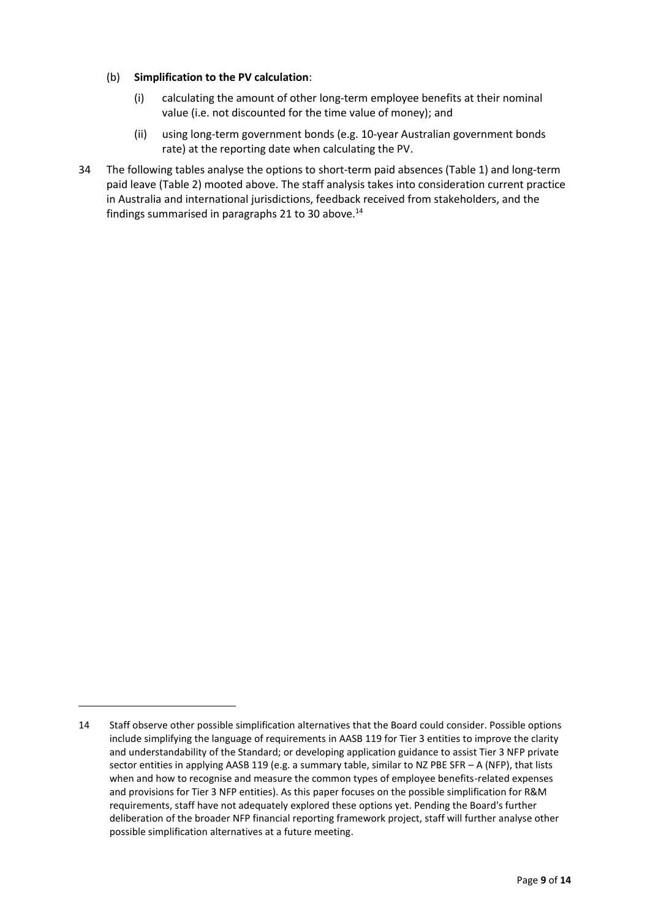(b) **Simplification to the PV calculation**:

   (i) calculating the amount of other long-term employee benefits at their nominal value (i.e. not discounted for the time value of money); and

   (ii) using long-term government bonds (e.g. 10-year Australian government bonds rate) at the reporting date when calculating the PV.

34 The following tables analyse the options to short-term paid absences (Table 1) and long-term paid leave (Table 2) mooted above. The staff analysis takes into consideration current practice in Australia and international jurisdictions, feedback received from stakeholders, and the findings summarised in paragraphs 21 to 30 above.[14]

---

14 Staff observe other possible simplification alternatives that the Board could consider. Possible options include simplifying the language of requirements in AASB 119 for Tier 3 entities to improve the clarity and understandability of the Standard; or developing application guidance to assist Tier 3 NFP private sector entities in applying AASB 119 (e.g. a summary table, similar to NZ PBE SFR – A (NFP), that lists when and how to recognise and measure the common types of employee benefits-related expenses and provisions for Tier 3 NFP entities). As this paper focuses on the possible simplification for R&M requirements, staff have not adequately explored these options yet. Pending the Board's further deliberation of the broader NFP financial reporting framework project, staff will further analyse other possible simplification alternatives at a future meeting.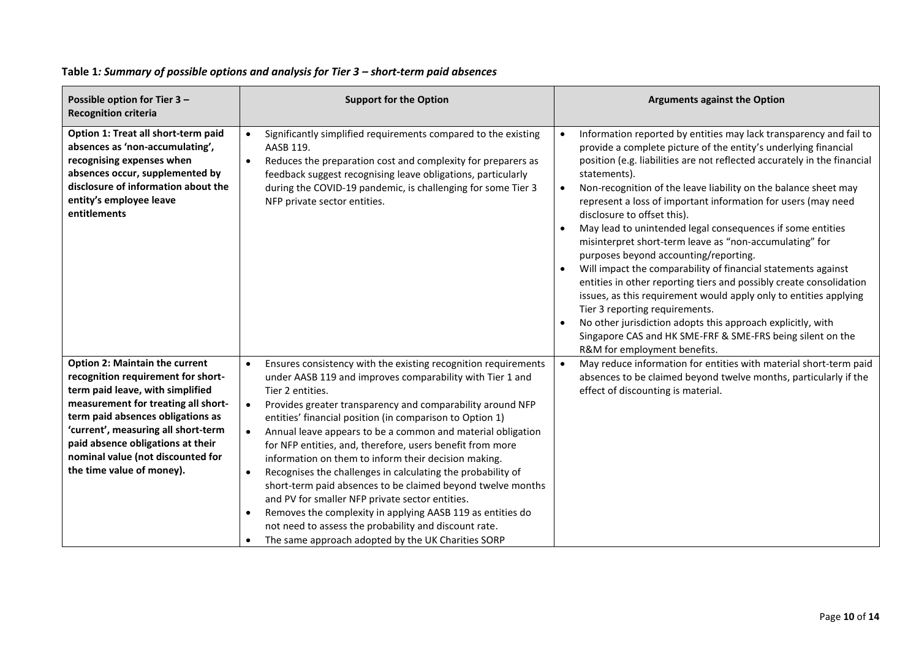**Table 1*: Summary of possible options and analysis for Tier 3 – short-term paid absences***

| Possible option for Tier 3 – Recognition criteria | Support for the Option | Arguments against the Option |
|---|---|---|
| **Option 1: Treat all short-term paid absences as 'non-accumulating', recognising expenses when absences occur, supplemented by disclosure of information about the entity's employee leave entitlements** | • Significantly simplified requirements compared to the existing AASB 119.<br>• Reduces the preparation cost and complexity for preparers as feedback suggest recognising leave obligations, particularly during the COVID-19 pandemic, is challenging for some Tier 3 NFP private sector entities. | • Information reported by entities may lack transparency and fail to provide a complete picture of the entity's underlying financial position (e.g. liabilities are not reflected accurately in the financial statements).<br>• Non-recognition of the leave liability on the balance sheet may represent a loss of important information for users (may need disclosure to offset this).<br>• May lead to unintended legal consequences if some entities misinterpret short-term leave as "non-accumulating" for purposes beyond accounting/reporting.<br>• Will impact the comparability of financial statements against entities in other reporting tiers and possibly create consolidation issues, as this requirement would apply only to entities applying Tier 3 reporting requirements.<br>• No other jurisdiction adopts this approach explicitly, with Singapore CAS and HK SME-FRF & SME-FRS being silent on the R&M for employment benefits. |
| **Option 2: Maintain the current recognition requirement for short-term paid leave, with simplified measurement for treating all short-term paid absences obligations as 'current', measuring all short-term paid absence obligations at their nominal value (not discounted for the time value of money).** | • Ensures consistency with the existing recognition requirements under AASB 119 and improves comparability with Tier 1 and Tier 2 entities.<br>• Provides greater transparency and comparability around NFP entities' financial position (in comparison to Option 1)<br>• Annual leave appears to be a common and material obligation for NFP entities, and, therefore, users benefit from more information on them to inform their decision making.<br>• Recognises the challenges in calculating the probability of short-term paid absences to be claimed beyond twelve months and PV for smaller NFP private sector entities.<br>• Removes the complexity in applying AASB 119 as entities do not need to assess the probability and discount rate.<br>• The same approach adopted by the UK Charities SORP | • May reduce information for entities with material short-term paid absences to be claimed beyond twelve months, particularly if the effect of discounting is material. |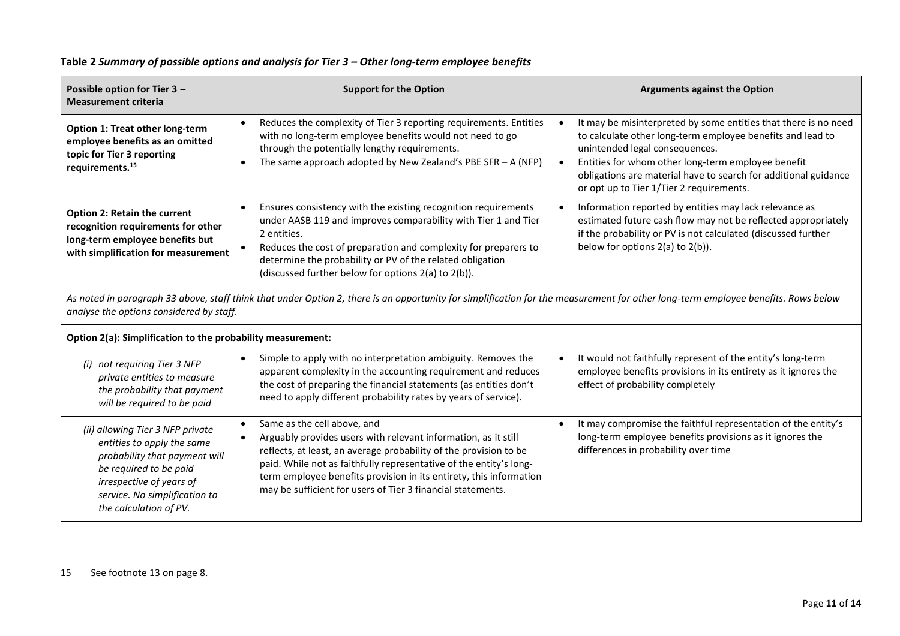**Table 2** ***Summary of possible options and analysis for Tier 3 – Other long-term employee benefits***

| Possible option for Tier 3 – Measurement criteria | Support for the Option | Arguments against the Option |
|---|---|---|
| **Option 1: Treat other long-term employee benefits as an omitted topic for Tier 3 reporting requirements.[15]** | • Reduces the complexity of Tier 3 reporting requirements. Entities with no long-term employee benefits would not need to go through the potentially lengthy requirements.<br>• The same approach adopted by New Zealand's PBE SFR – A (NFP) | • It may be misinterpreted by some entities that there is no need to calculate other long-term employee benefits and lead to unintended legal consequences.<br>• Entities for whom other long-term employee benefit obligations are material have to search for additional guidance or opt up to Tier 1/Tier 2 requirements. |
| **Option 2: Retain the current recognition requirements for other long-term employee benefits but with simplification for measurement** | • Ensures consistency with the existing recognition requirements under AASB 119 and improves comparability with Tier 1 and Tier 2 entities.<br>• Reduces the cost of preparation and complexity for preparers to determine the probability or PV of the related obligation (discussed further below for options 2(a) to 2(b)). | • Information reported by entities may lack relevance as estimated future cash flow may not be reflected appropriately if the probability or PV is not calculated (discussed further below for options 2(a) to 2(b)). |
| *As noted in paragraph 33 above, staff think that under Option 2, there is an opportunity for simplification for the measurement for other long-term employee benefits. Rows below analyse the options considered by staff.* | | |
| **Option 2(a): Simplification to the probability measurement:** | | |
| *(i) not requiring Tier 3 NFP private entities to measure the probability that payment will be required to be paid* | • Simple to apply with no interpretation ambiguity. Removes the apparent complexity in the accounting requirement and reduces the cost of preparing the financial statements (as entities don't need to apply different probability rates by years of service). | • It would not faithfully represent of the entity's long-term employee benefits provisions in its entirety as it ignores the effect of probability completely |
| *(ii) allowing Tier 3 NFP private entities to apply the same probability that payment will be required to be paid irrespective of years of service. No simplification to the calculation of PV.* | • Same as the cell above, and<br>• Arguably provides users with relevant information, as it still reflects, at least, an average probability of the provision to be paid. While not as faithfully representative of the entity's long-term employee benefits provision in its entirety, this information may be sufficient for users of Tier 3 financial statements. | • It may compromise the faithful representation of the entity's long-term employee benefits provisions as it ignores the differences in probability over time |

15 See footnote 13 on page 8.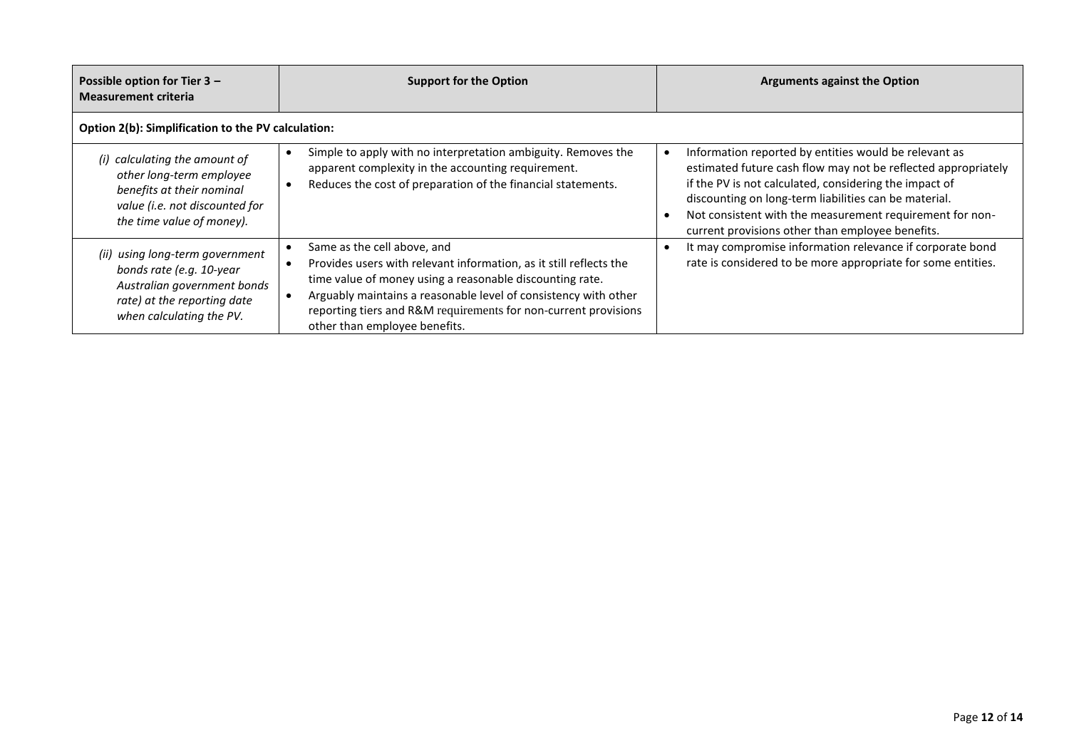| Possible option for Tier 3 – Measurement criteria | Support for the Option | Arguments against the Option |
|---|---|---|
| **Option 2(b): Simplification to the PV calculation:** | | |
| *(i) calculating the amount of other long-term employee benefits at their nominal value (i.e. not discounted for the time value of money).* | • Simple to apply with no interpretation ambiguity. Removes the apparent complexity in the accounting requirement.<br>• Reduces the cost of preparation of the financial statements. | • Information reported by entities would be relevant as estimated future cash flow may not be reflected appropriately if the PV is not calculated, considering the impact of discounting on long-term liabilities can be material.<br>• Not consistent with the measurement requirement for non-current provisions other than employee benefits. |
| *(ii) using long-term government bonds rate (e.g. 10-year Australian government bonds rate) at the reporting date when calculating the PV.* | • Same as the cell above, and<br>• Provides users with relevant information, as it still reflects the time value of money using a reasonable discounting rate.<br>• Arguably maintains a reasonable level of consistency with other reporting tiers and R&M requirements for non-current provisions other than employee benefits. | • It may compromise information relevance if corporate bond rate is considered to be more appropriate for some entities. |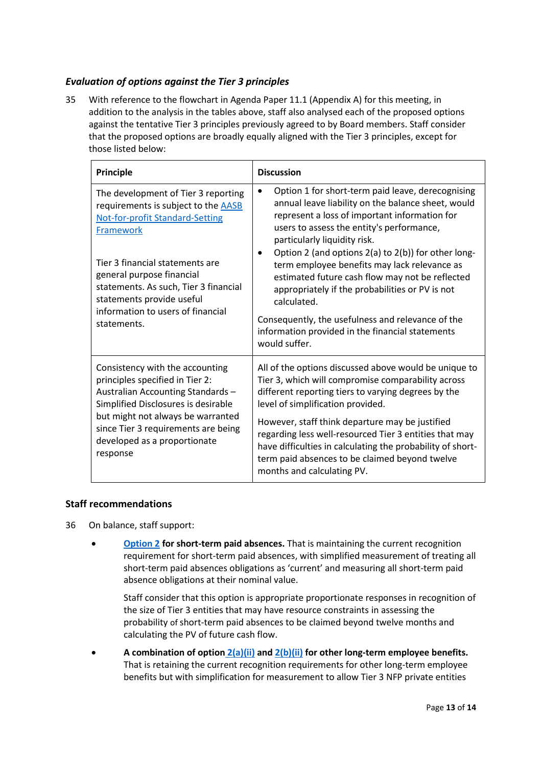### *Evaluation of options against the Tier 3 principles*

35 With reference to the flowchart in Agenda Paper 11.1 (Appendix A) for this meeting, in addition to the analysis in the tables above, staff also analysed each of the proposed options against the tentative Tier 3 principles previously agreed to by Board members. Staff consider that the proposed options are broadly equally aligned with the Tier 3 principles, except for those listed below:

| Principle | Discussion |
|---|---|
| The development of Tier 3 reporting requirements is subject to the [AASB Not-for-profit Standard-Setting Framework](#)<br><br>Tier 3 financial statements are general purpose financial statements. As such, Tier 3 financial statements provide useful information to users of financial statements. | • Option 1 for short-term paid leave, derecognising annual leave liability on the balance sheet, would represent a loss of important information for users to assess the entity's performance, particularly liquidity risk.<br>• Option 2 (and options 2(a) to 2(b)) for other long-term employee benefits may lack relevance as estimated future cash flow may not be reflected appropriately if the probabilities or PV is not calculated.<br><br>Consequently, the usefulness and relevance of the information provided in the financial statements would suffer. |
| Consistency with the accounting principles specified in Tier 2: Australian Accounting Standards – Simplified Disclosures is desirable but might not always be warranted since Tier 3 requirements are being developed as a proportionate response | All of the options discussed above would be unique to Tier 3, which will compromise comparability across different reporting tiers to varying degrees by the level of simplification provided.<br><br>However, staff think departure may be justified regarding less well-resourced Tier 3 entities that may have difficulties in calculating the probability of short-term paid absences to be claimed beyond twelve months and calculating PV. |

## Staff recommendations

36 On balance, staff support:

- **[Option 2](#) for short-term paid absences.** That is maintaining the current recognition requirement for short-term paid absences, with simplified measurement of treating all short-term paid absences obligations as 'current' and measuring all short-term paid absence obligations at their nominal value.

  Staff consider that this option is appropriate proportionate responses in recognition of the size of Tier 3 entities that may have resource constraints in assessing the probability of short-term paid absences to be claimed beyond twelve months and calculating the PV of future cash flow.

- **A combination of option [2(a)(ii)](#) and [2(b)(ii)](#) for other long-term employee benefits.** That is retaining the current recognition requirements for other long-term employee benefits but with simplification for measurement to allow Tier 3 NFP private entities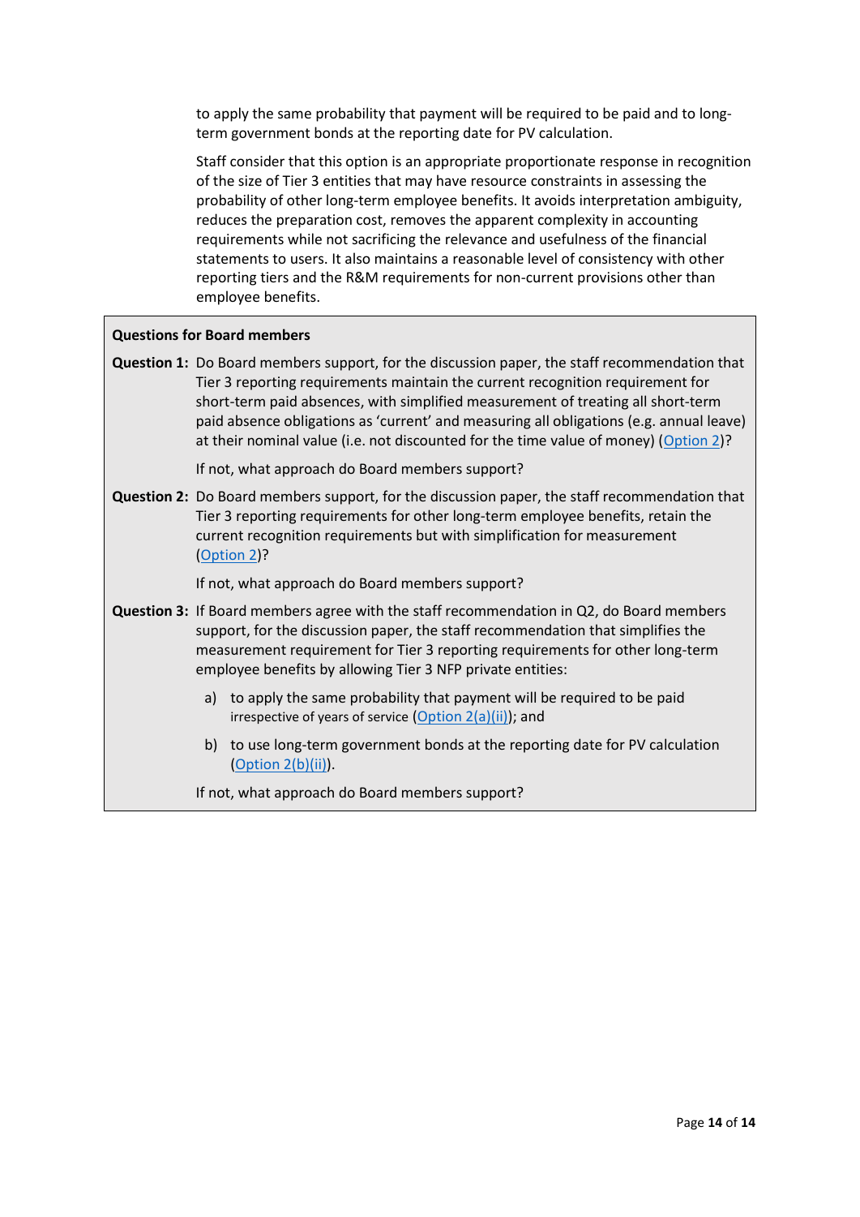to apply the same probability that payment will be required to be paid and to long-term government bonds at the reporting date for PV calculation.

Staff consider that this option is an appropriate proportionate response in recognition of the size of Tier 3 entities that may have resource constraints in assessing the probability of other long-term employee benefits. It avoids interpretation ambiguity, reduces the preparation cost, removes the apparent complexity in accounting requirements while not sacrificing the relevance and usefulness of the financial statements to users. It also maintains a reasonable level of consistency with other reporting tiers and the R&M requirements for non-current provisions other than employee benefits.

**Questions for Board members**

**Question 1:** Do Board members support, for the discussion paper, the staff recommendation that Tier 3 reporting requirements maintain the current recognition requirement for short-term paid absences, with simplified measurement of treating all short-term paid absence obligations as 'current' and measuring all obligations (e.g. annual leave) at their nominal value (i.e. not discounted for the time value of money) (Option 2)?

If not, what approach do Board members support?

**Question 2:** Do Board members support, for the discussion paper, the staff recommendation that Tier 3 reporting requirements for other long-term employee benefits, retain the current recognition requirements but with simplification for measurement (Option 2)?

If not, what approach do Board members support?

**Question 3:** If Board members agree with the staff recommendation in Q2, do Board members support, for the discussion paper, the staff recommendation that simplifies the measurement requirement for Tier 3 reporting requirements for other long-term employee benefits by allowing Tier 3 NFP private entities:

a) to apply the same probability that payment will be required to be paid irrespective of years of service (Option 2(a)(ii)); and

b) to use long-term government bonds at the reporting date for PV calculation (Option 2(b)(ii)).

If not, what approach do Board members support?